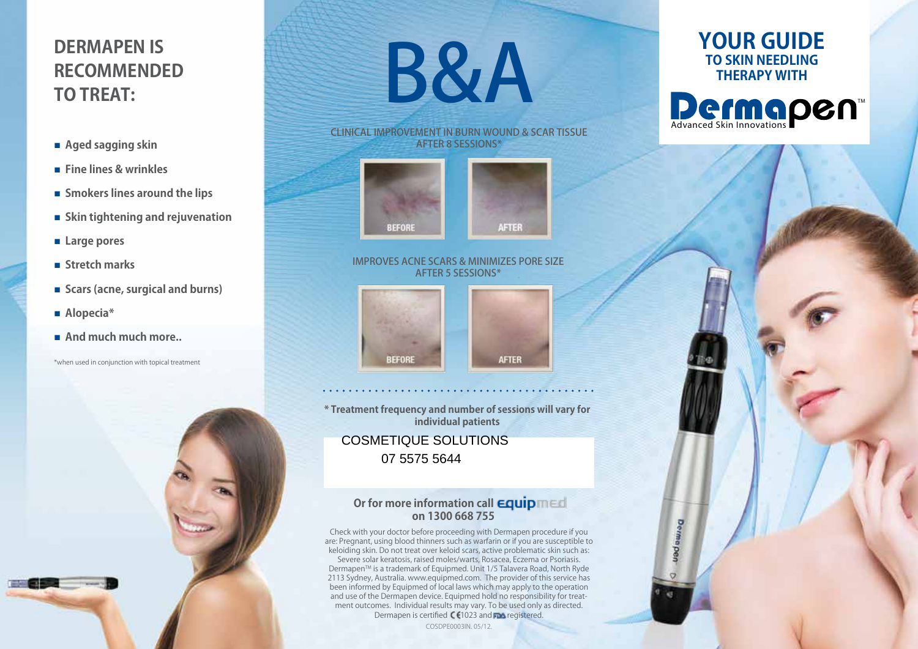## DERMAPEN IS RECOMMENDED TO TREAT:

- Aged sagging skin
- Fine lines & wrinkles
- Smokers lines around the lips
- Skin tightening and rejuvenation
- Large pores
- Stretch marks
- Scars (acne, surgical and burns)
- Alopecia*
- And much much more..

*when used in conjunction with topical treatment

# B&A

CLINICAL IMPROVEMENT IN BURN WOUND & SCAR TISSUE AFTER 8 SESSIONS*

BEFORE AFTER

IMPROVES ACNE SCARS & MINIMIZES PORE SIZE AFTER 5 SESSIONS*

BEFORE AFTER

**\* Treatment frequency and number of sessions will vary for individual patients**

COSMETIQUE SOLUTIONS
07 5575 5644

**Or for more information call equipmed on 1300 668 755**

Check with your doctor before proceeding with Dermapen procedure if you are: Pregnant, using blood thinners such as warfarin or if you are susceptible to keloiding skin. Do not treat over keloid scars, active problematic skin such as: Severe solar keratosis, raised moles/warts, Rosacea, Eczema or Psoriasis. Dermapen™ is a trademark of Equipmed. Unit 1/5 Talavera Road, North Ryde 2113 Sydney, Australia. www.equipmed.com. The provider of this service has been informed by Equipmed of local laws which may apply to the operation and use of the Dermapen device. Equipmed hold no responsibility for treatment outcomes. Individual results may vary. To be used only as directed. Dermapen is certified CE1023 and FDA registered.

COSDPE0003IN. 05/12.

# YOUR GUIDE
## TO SKIN NEEDLING THERAPY WITH

**Dermapen™**
Advanced Skin Innovations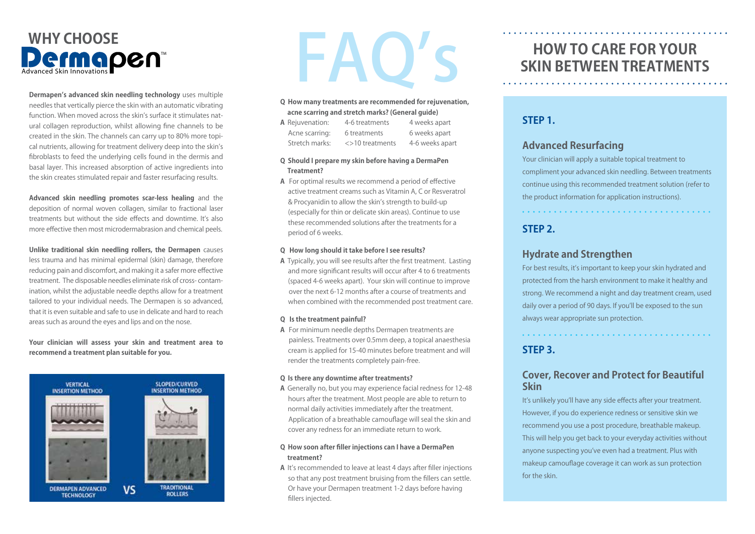## WHY CHOOSE Dermapen™

Advanced Skin Innovations

**Dermapen's advanced skin needling technology** uses multiple needles that vertically pierce the skin with an automatic vibrating function. When moved across the skin's surface it stimulates natural collagen reproduction, whilst allowing fine channels to be created in the skin. The channels can carry up to 80% more topical nutrients, allowing for treatment delivery deep into the skin's fibroblasts to feed the underlying cells found in the dermis and basal layer. This increased absorption of active ingredients into the skin creates stimulated repair and faster resurfacing results.

**Advanced skin needling promotes scar-less healing** and the deposition of normal woven collagen, similar to fractional laser treatments but without the side effects and downtime. It's also more effective then most microdermabrasion and chemical peels.

**Unlike traditional skin needling rollers, the Dermapen** causes less trauma and has minimal epidermal (skin) damage, therefore reducing pain and discomfort, and making it a safer more effective treatment. The disposable needles eliminate risk of cross- contamination, whilst the adjustable needle depths allow for a treatment tailored to your individual needs. The Dermapen is so advanced, that it is even suitable and safe to use in delicate and hard to reach areas such as around the eyes and lips and on the nose.

**Your clinician will assess your skin and treatment area to recommend a treatment plan suitable for you.**

VERTICAL INSERTION METHOD

SLOPED/CURVED INSERTION METHOD

DERMAPEN ADVANCED TECHNOLOGY

VS

TRADITIONAL ROLLERS

# FAQ's

**Q How many treatments are recommended for rejuvenation, acne scarring and stretch marks? (General guide)**

**A**

| | | |
|---|---|---|
| Rejuvenation: | 4-6 treatments | 4 weeks apart |
| Acne scarring: | 6 treatments | 6 weeks apart |
| Stretch marks: | <>10 treatments | 4-6 weeks apart |

**Q Should I prepare my skin before having a DermaPen Treatment?**

**A** For optimal results we recommend a period of effective active treatment creams such as Vitamin A, C or Resveratrol & Procyanidin to allow the skin's strength to build-up (especially for thin or delicate skin areas). Continue to use these recommended solutions after the treatments for a period of 6 weeks.

**Q How long should it take before I see results?**

**A** Typically, you will see results after the first treatment. Lasting and more significant results will occur after 4 to 6 treatments (spaced 4-6 weeks apart). Your skin will continue to improve over the next 6-12 months after a course of treatments and when combined with the recommended post treatment care.

**Q Is the treatment painful?**

**A** For minimum needle depths Dermapen treatments are painless. Treatments over 0.5mm deep, a topical anaesthesia cream is applied for 15-40 minutes before treatment and will render the treatments completely pain-free.

**Q Is there any downtime after treatments?**

**A** Generally no, but you may experience facial redness for 12-48 hours after the treatment. Most people are able to return to normal daily activities immediately after the treatment. Application of a breathable camouflage will seal the skin and cover any redness for an immediate return to work.

**Q How soon after filler injections can I have a DermaPen treatment?**

**A** It's recommended to leave at least 4 days after filler injections so that any post treatment bruising from the fillers can settle. Or have your Dermapen treatment 1-2 days before having fillers injected.

# HOW TO CARE FOR YOUR SKIN BETWEEN TREATMENTS

## STEP 1.

### Advanced Resurfacing

Your clinician will apply a suitable topical treatment to compliment your advanced skin needling. Between treatments continue using this recommended treatment solution (refer to the product information for application instructions).

## STEP 2.

### Hydrate and Strengthen

For best results, it's important to keep your skin hydrated and protected from the harsh environment to make it healthy and strong. We recommend a night and day treatment cream, used daily over a period of 90 days. If you'll be exposed to the sun always wear appropriate sun protection.

## STEP 3.

### Cover, Recover and Protect for Beautiful Skin

It's unlikely you'll have any side effects after your treatment. However, if you do experience redness or sensitive skin we recommend you use a post procedure, breathable makeup. This will help you get back to your everyday activities without anyone suspecting you've even had a treatment. Plus with makeup camouflage coverage it can work as sun protection for the skin.